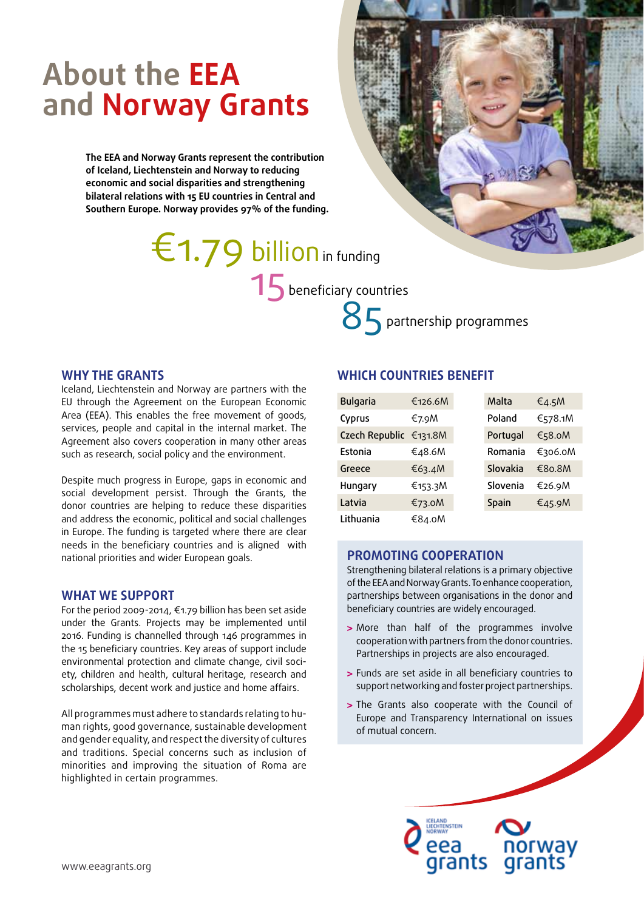# About the EEA and Norway Grants

**The EEA and Norway Grants represent the contribution of Iceland, Liechtenstein and Norway to reducing economic and social disparities and strengthening bilateral relations with 15 EU countries in Central and Southern Europe. Norway provides 97% of the funding.**

€1.79 billion in funding

15 beneficiary countries

85 partnership programmes

## WHY THE GRANTS

Iceland, Liechtenstein and Norway are partners with the EU through the Agreement on the European Economic Area (EEA). This enables the free movement of goods, services, people and capital in the internal market. The Agreement also covers cooperation in many other areas such as research, social policy and the environment.

Despite much progress in Europe, gaps in economic and social development persist. Through the Grants, the donor countries are helping to reduce these disparities and address the economic, political and social challenges in Europe. The funding is targeted where there are clear needs in the beneficiary countries and is aligned with national priorities and wider European goals.

## WHAT WE SUPPORT

For the period 2009-2014, €1.79 billion has been set aside under the Grants. Projects may be implemented until 2016. Funding is channelled through 146 programmes in the 15 beneficiary countries. Key areas of support include environmental protection and climate change, civil society, children and health, cultural heritage, research and scholarships, decent work and justice and home affairs.

All programmes must adhere to standards relating to human rights, good governance, sustainable development and gender equality, and respect the diversity of cultures and traditions. Special concerns such as inclusion of minorities and improving the situation of Roma are highlighted in certain programmes.

## WHICH COUNTRIES BENEFIT

| Country | Amount |
|---|---|
| Bulgaria | €126.6M |
| Cyprus | €7.9M |
| Czech Republic | €131.8M |
| Estonia | €48.6M |
| Greece | €63.4M |
| Hungary | €153.3M |
| Latvia | €73.0M |
| Lithuania | €84.0M |
| Malta | €4.5M |
| Poland | €578.1M |
| Portugal | €58.0M |
| Romania | €306.0M |
| Slovakia | €80.8M |
| Slovenia | €26.9M |
| Spain | €45.9M |

## PROMOTING COOPERATION

Strengthening bilateral relations is a primary objective of the EEA and Norway Grants. To enhance cooperation, partnerships between organisations in the donor and beneficiary countries are widely encouraged.

- More than half of the programmes involve cooperation with partners from the donor countries. Partnerships in projects are also encouraged.
- Funds are set aside in all beneficiary countries to support networking and foster project partnerships.
- The Grants also cooperate with the Council of Europe and Transparency International on issues of mutual concern.

www.eeagrants.org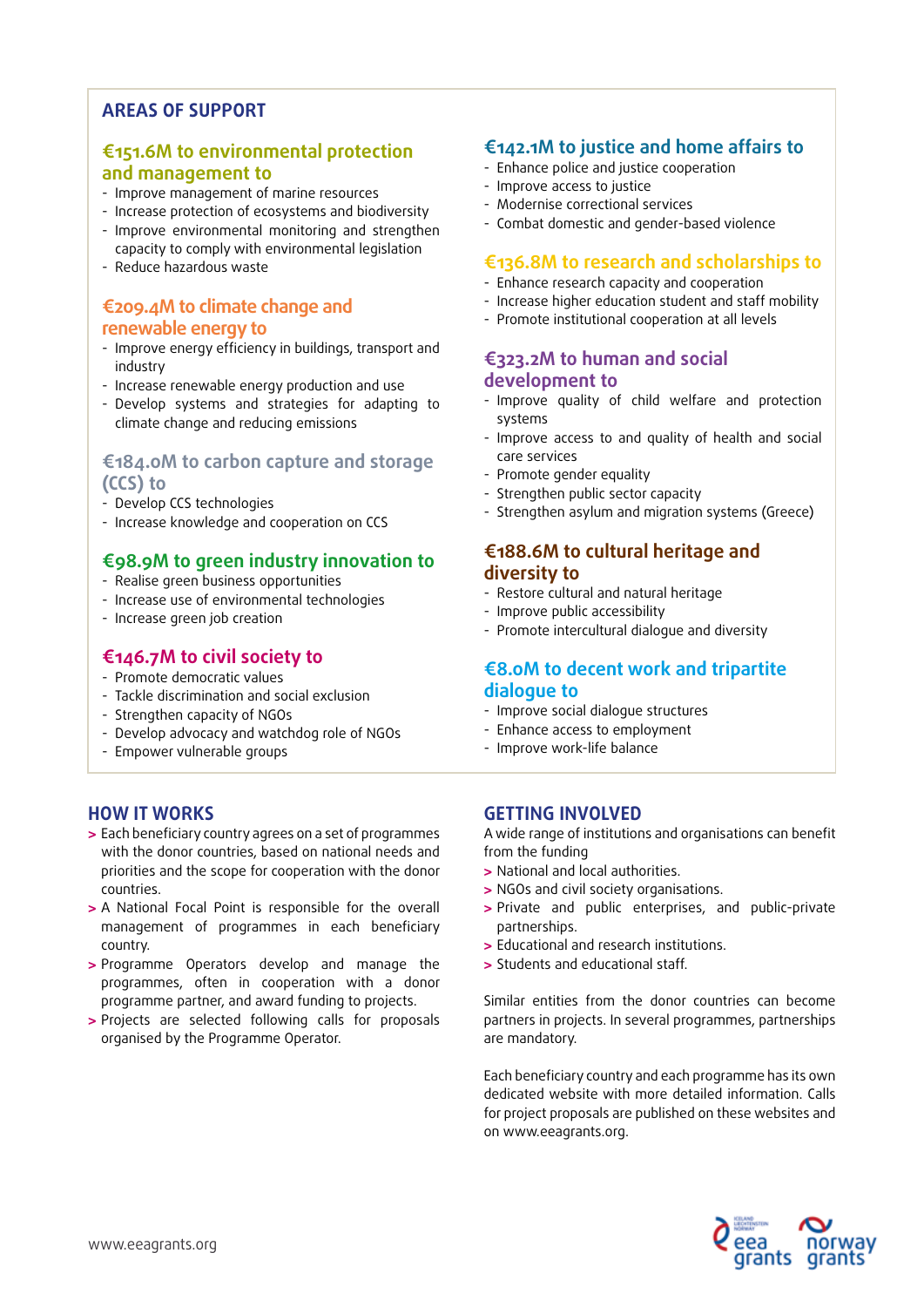## AREAS OF SUPPORT

### €151.6M to environmental protection and management to

- Improve management of marine resources
- Increase protection of ecosystems and biodiversity
- Improve environmental monitoring and strengthen capacity to comply with environmental legislation
- Reduce hazardous waste

### €209.4M to climate change and renewable energy to

- Improve energy efficiency in buildings, transport and industry
- Increase renewable energy production and use
- Develop systems and strategies for adapting to climate change and reducing emissions

### €184.0M to carbon capture and storage (CCS) to

- Develop CCS technologies
- Increase knowledge and cooperation on CCS

### €98.9M to green industry innovation to

- Realise green business opportunities
- Increase use of environmental technologies
- Increase green job creation

### €146.7M to civil society to

- Promote democratic values
- Tackle discrimination and social exclusion
- Strengthen capacity of NGOs
- Develop advocacy and watchdog role of NGOs
- Empower vulnerable groups

### €142.1M to justice and home affairs to

- Enhance police and justice cooperation
- Improve access to justice
- Modernise correctional services
- Combat domestic and gender-based violence

### €136.8M to research and scholarships to

- Enhance research capacity and cooperation
- Increase higher education student and staff mobility
- Promote institutional cooperation at all levels

### €323.2M to human and social development to

- Improve quality of child welfare and protection systems
- Improve access to and quality of health and social care services
- Promote gender equality
- Strengthen public sector capacity
- Strengthen asylum and migration systems (Greece)

### €188.6M to cultural heritage and diversity to

- Restore cultural and natural heritage
- Improve public accessibility
- Promote intercultural dialogue and diversity

### €8.0M to decent work and tripartite dialogue to

- Improve social dialogue structures
- Enhance access to employment
- Improve work-life balance

## HOW IT WORKS

> Each beneficiary country agrees on a set of programmes with the donor countries, based on national needs and priorities and the scope for cooperation with the donor countries.

> A National Focal Point is responsible for the overall management of programmes in each beneficiary country.

> Programme Operators develop and manage the programmes, often in cooperation with a donor programme partner, and award funding to projects.

> Projects are selected following calls for proposals organised by the Programme Operator.

## GETTING INVOLVED

A wide range of institutions and organisations can benefit from the funding

> National and local authorities.

> NGOs and civil society organisations.

> Private and public enterprises, and public-private partnerships.

> Educational and research institutions.

> Students and educational staff.

Similar entities from the donor countries can become partners in projects. In several programmes, partnerships are mandatory.

Each beneficiary country and each programme has its own dedicated website with more detailed information. Calls for project proposals are published on these websites and on www.eeagrants.org.

www.eeagrants.org

eea grants norway grants